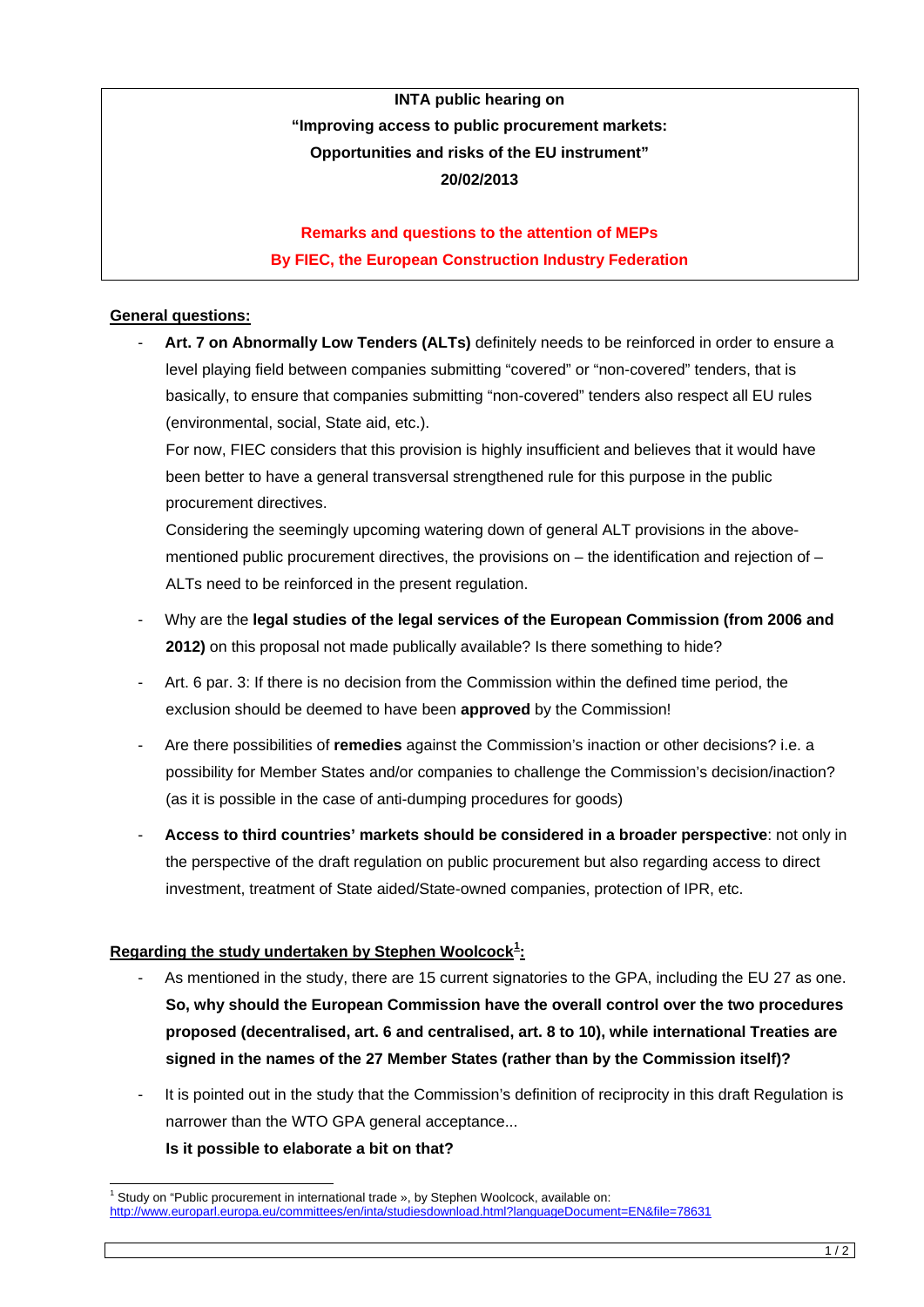**INTA public hearing on**

**"Improving access to public procurement markets:**

**Opportunities and risks of the EU instrument"**

**20/02/2013**

**Remarks and questions to the attention of MEPs**

**By FIEC, the European Construction Industry Federation**

**General questions:**

- **Art. 7 on Abnormally Low Tenders (ALTs)** definitely needs to be reinforced in order to ensure a level playing field between companies submitting "covered" or "non-covered" tenders, that is basically, to ensure that companies submitting "non-covered" tenders also respect all EU rules (environmental, social, State aid, etc.).

  For now, FIEC considers that this provision is highly insufficient and believes that it would have been better to have a general transversal strengthened rule for this purpose in the public procurement directives.

  Considering the seemingly upcoming watering down of general ALT provisions in the above-mentioned public procurement directives, the provisions on – the identification and rejection of – ALTs need to be reinforced in the present regulation.

- Why are the **legal studies of the legal services of the European Commission (from 2006 and 2012)** on this proposal not made publically available? Is there something to hide?

- Art. 6 par. 3: If there is no decision from the Commission within the defined time period, the exclusion should be deemed to have been **approved** by the Commission!

- Are there possibilities of **remedies** against the Commission's inaction or other decisions? i.e. a possibility for Member States and/or companies to challenge the Commission's decision/inaction? (as it is possible in the case of anti-dumping procedures for goods)

- **Access to third countries' markets should be considered in a broader perspective**: not only in the perspective of the draft regulation on public procurement but also regarding access to direct investment, treatment of State aided/State-owned companies, protection of IPR, etc.

**Regarding the study undertaken by Stephen Woolcock[1]:**

- As mentioned in the study, there are 15 current signatories to the GPA, including the EU 27 as one. **So, why should the European Commission have the overall control over the two procedures proposed (decentralised, art. 6 and centralised, art. 8 to 10), while international Treaties are signed in the names of the 27 Member States (rather than by the Commission itself)?**

- It is pointed out in the study that the Commission's definition of reciprocity in this draft Regulation is narrower than the WTO GPA general acceptance...

  **Is it possible to elaborate a bit on that?**

---

[1] Study on "Public procurement in international trade », by Stephen Woolcock, available on: http://www.europarl.europa.eu/committees/en/inta/studiesdownload.html?languageDocument=EN&file=78631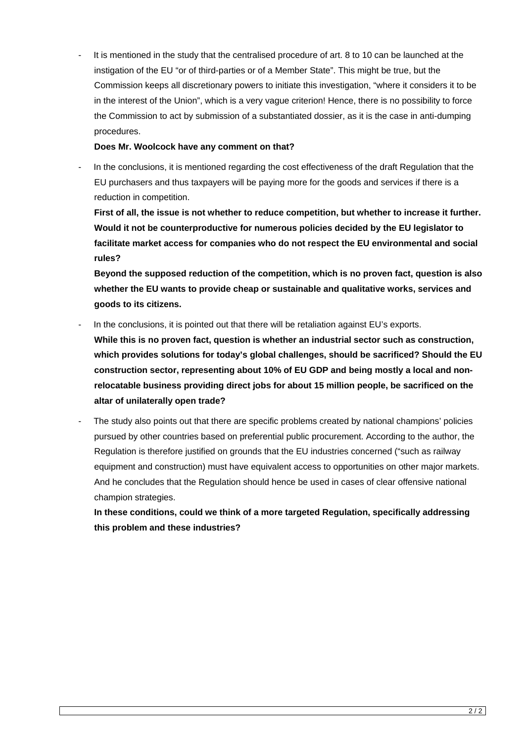- It is mentioned in the study that the centralised procedure of art. 8 to 10 can be launched at the instigation of the EU "or of third-parties or of a Member State". This might be true, but the Commission keeps all discretionary powers to initiate this investigation, "where it considers it to be in the interest of the Union", which is a very vague criterion! Hence, there is no possibility to force the Commission to act by submission of a substantiated dossier, as it is the case in anti-dumping procedures.

  **Does Mr. Woolcock have any comment on that?**

- In the conclusions, it is mentioned regarding the cost effectiveness of the draft Regulation that the EU purchasers and thus taxpayers will be paying more for the goods and services if there is a reduction in competition.

  **First of all, the issue is not whether to reduce competition, but whether to increase it further. Would it not be counterproductive for numerous policies decided by the EU legislator to facilitate market access for companies who do not respect the EU environmental and social rules?**

  **Beyond the supposed reduction of the competition, which is no proven fact, question is also whether the EU wants to provide cheap or sustainable and qualitative works, services and goods to its citizens.**

- In the conclusions, it is pointed out that there will be retaliation against EU's exports.
  **While this is no proven fact, question is whether an industrial sector such as construction, which provides solutions for today's global challenges, should be sacrificed? Should the EU construction sector, representing about 10% of EU GDP and being mostly a local and non-relocatable business providing direct jobs for about 15 million people, be sacrificed on the altar of unilaterally open trade?**

- The study also points out that there are specific problems created by national champions' policies pursued by other countries based on preferential public procurement. According to the author, the Regulation is therefore justified on grounds that the EU industries concerned ("such as railway equipment and construction) must have equivalent access to opportunities on other major markets. And he concludes that the Regulation should hence be used in cases of clear offensive national champion strategies.

  **In these conditions, could we think of a more targeted Regulation, specifically addressing this problem and these industries?**